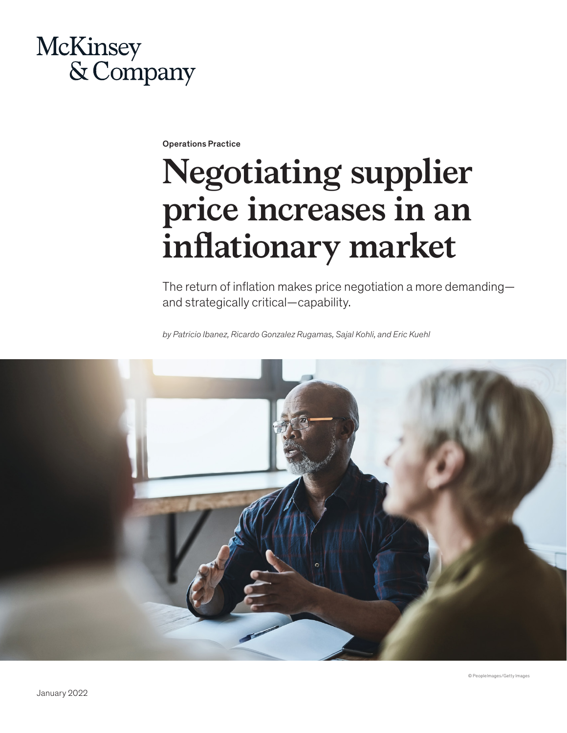McKinsey & Company

Operations Practice

# Negotiating supplier price increases in an inflationary market

The return of inflation makes price negotiation a more demanding—and strategically critical—capability.

*by Patricio Ibanez, Ricardo Gonzalez Rugamas, Sajal Kohli, and Eric Kuehl*

© PeopleImages/Getty Images

January 2022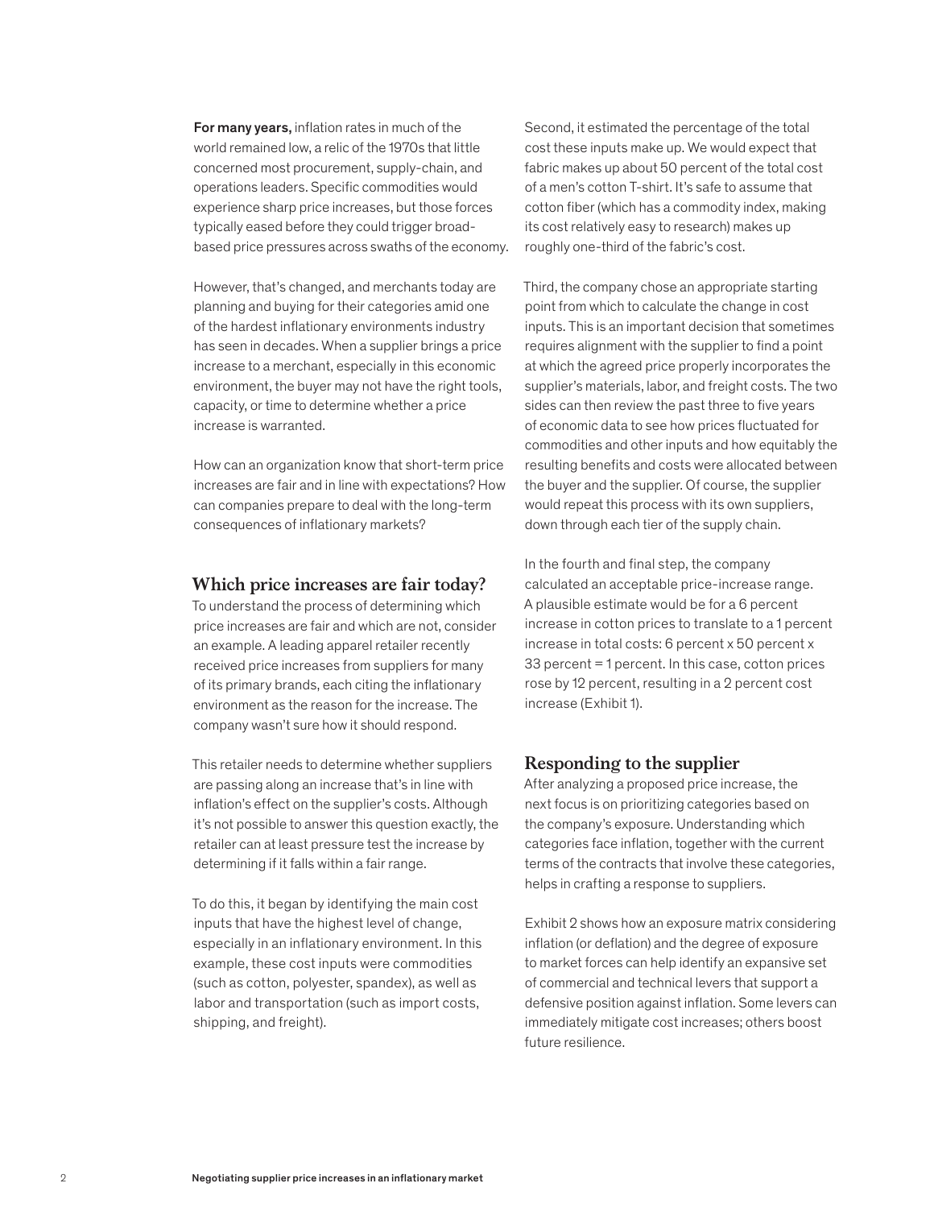**For many years,** inflation rates in much of the world remained low, a relic of the 1970s that little concerned most procurement, supply-chain, and operations leaders. Specific commodities would experience sharp price increases, but those forces typically eased before they could trigger broad-based price pressures across swaths of the economy.

However, that's changed, and merchants today are planning and buying for their categories amid one of the hardest inflationary environments industry has seen in decades. When a supplier brings a price increase to a merchant, especially in this economic environment, the buyer may not have the right tools, capacity, or time to determine whether a price increase is warranted.

How can an organization know that short-term price increases are fair and in line with expectations? How can companies prepare to deal with the long-term consequences of inflationary markets?

## Which price increases are fair today?

To understand the process of determining which price increases are fair and which are not, consider an example. A leading apparel retailer recently received price increases from suppliers for many of its primary brands, each citing the inflationary environment as the reason for the increase. The company wasn't sure how it should respond.

This retailer needs to determine whether suppliers are passing along an increase that's in line with inflation's effect on the supplier's costs. Although it's not possible to answer this question exactly, the retailer can at least pressure test the increase by determining if it falls within a fair range.

To do this, it began by identifying the main cost inputs that have the highest level of change, especially in an inflationary environment. In this example, these cost inputs were commodities (such as cotton, polyester, spandex), as well as labor and transportation (such as import costs, shipping, and freight).

Second, it estimated the percentage of the total cost these inputs make up. We would expect that fabric makes up about 50 percent of the total cost of a men's cotton T-shirt. It's safe to assume that cotton fiber (which has a commodity index, making its cost relatively easy to research) makes up roughly one-third of the fabric's cost.

Third, the company chose an appropriate starting point from which to calculate the change in cost inputs. This is an important decision that sometimes requires alignment with the supplier to find a point at which the agreed price properly incorporates the supplier's materials, labor, and freight costs. The two sides can then review the past three to five years of economic data to see how prices fluctuated for commodities and other inputs and how equitably the resulting benefits and costs were allocated between the buyer and the supplier. Of course, the supplier would repeat this process with its own suppliers, down through each tier of the supply chain.

In the fourth and final step, the company calculated an acceptable price-increase range. A plausible estimate would be for a 6 percent increase in cotton prices to translate to a 1 percent increase in total costs: 6 percent x 50 percent x 33 percent = 1 percent. In this case, cotton prices rose by 12 percent, resulting in a 2 percent cost increase (Exhibit 1).

## Responding to the supplier

After analyzing a proposed price increase, the next focus is on prioritizing categories based on the company's exposure. Understanding which categories face inflation, together with the current terms of the contracts that involve these categories, helps in crafting a response to suppliers.

Exhibit 2 shows how an exposure matrix considering inflation (or deflation) and the degree of exposure to market forces can help identify an expansive set of commercial and technical levers that support a defensive position against inflation. Some levers can immediately mitigate cost increases; others boost future resilience.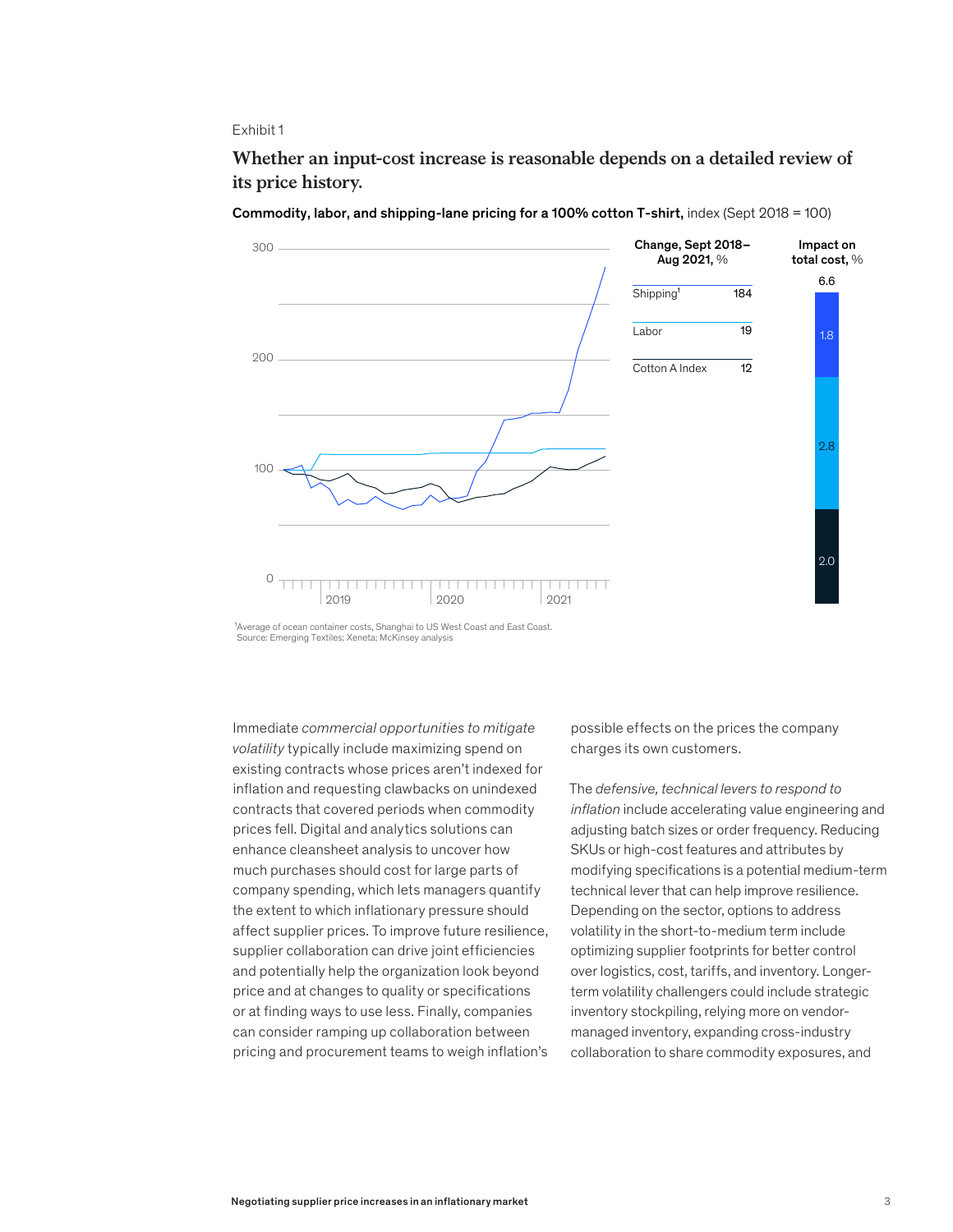Exhibit 1

## Whether an input-cost increase is reasonable depends on a detailed review of its price history.

**Commodity, labor, and shipping-lane pricing for a 100% cotton T-shirt,** index (Sept 2018 = 100)

| | Change, Sept 2018–Aug 2021, % | Impact on total cost, % |
|---|---|---|
| Shipping[1] | 184 | 1.8 |
| Labor | 19 | 2.8 |
| Cotton A Index | 12 | 2.0 |
| Total | | 6.6 |

[1]Average of ocean container costs, Shanghai to US West Coast and East Coast.
Source: Emerging Textiles; Xeneta; McKinsey analysis

Immediate *commercial opportunities to mitigate volatility* typically include maximizing spend on existing contracts whose prices aren't indexed for inflation and requesting clawbacks on unindexed contracts that covered periods when commodity prices fell. Digital and analytics solutions can enhance cleansheet analysis to uncover how much purchases should cost for large parts of company spending, which lets managers quantify the extent to which inflationary pressure should affect supplier prices. To improve future resilience, supplier collaboration can drive joint efficiencies and potentially help the organization look beyond price and at changes to quality or specifications or at finding ways to use less. Finally, companies can consider ramping up collaboration between pricing and procurement teams to weigh inflation's possible effects on the prices the company charges its own customers.

The *defensive, technical levers to respond to inflation* include accelerating value engineering and adjusting batch sizes or order frequency. Reducing SKUs or high-cost features and attributes by modifying specifications is a potential medium-term technical lever that can help improve resilience. Depending on the sector, options to address volatility in the short-to-medium term include optimizing supplier footprints for better control over logistics, cost, tariffs, and inventory. Longer-term volatility challengers could include strategic inventory stockpiling, relying more on vendor-managed inventory, expanding cross-industry collaboration to share commodity exposures, and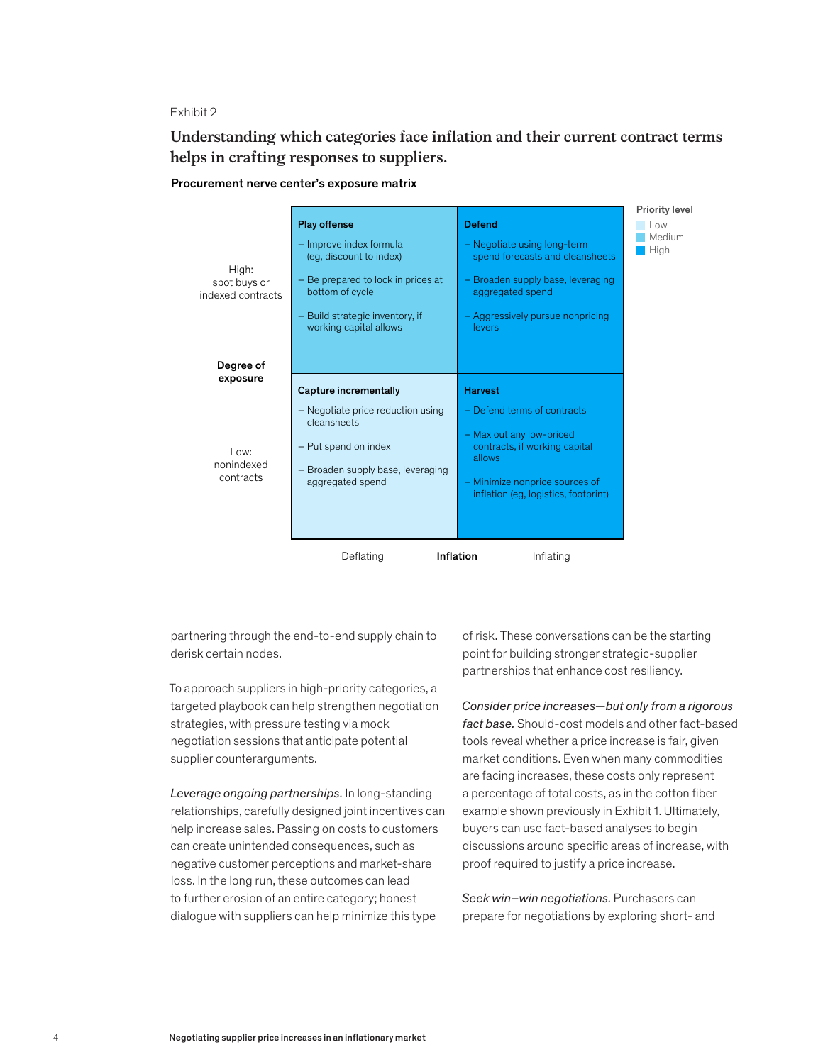Exhibit 2

## Understanding which categories face inflation and their current contract terms helps in crafting responses to suppliers.

**Procurement nerve center's exposure matrix**

| Degree of exposure | Deflating | Inflating |
|---|---|---|
| **High: spot buys or indexed contracts** | **Play offense** (Priority: Medium)<br>– Improve index formula (eg, discount to index)<br>– Be prepared to lock in prices at bottom of cycle<br>– Build strategic inventory, if working capital allows | **Defend** (Priority: High)<br>– Negotiate using long-term spend forecasts and cleansheets<br>– Broaden supply base, leveraging aggregated spend<br>– Aggressively pursue nonpricing levers |
| **Low: nonindexed contracts** | **Capture incrementally** (Priority: Low)<br>– Negotiate price reduction using cleansheets<br>– Put spend on index<br>– Broaden supply base, leveraging aggregated spend | **Harvest** (Priority: High)<br>– Defend terms of contracts<br>– Max out any low-priced contracts, if working capital allows<br>– Minimize nonprice sources of inflation (eg, logistics, footprint) |

Inflation

Priority level: Low, Medium, High

partnering through the end-to-end supply chain to derisk certain nodes.

To approach suppliers in high-priority categories, a targeted playbook can help strengthen negotiation strategies, with pressure testing via mock negotiation sessions that anticipate potential supplier counterarguments.

*Leverage ongoing partnerships.* In long-standing relationships, carefully designed joint incentives can help increase sales. Passing on costs to customers can create unintended consequences, such as negative customer perceptions and market-share loss. In the long run, these outcomes can lead to further erosion of an entire category; honest dialogue with suppliers can help minimize this type of risk. These conversations can be the starting point for building stronger strategic-supplier partnerships that enhance cost resiliency.

*Consider price increases—but only from a rigorous fact base.* Should-cost models and other fact-based tools reveal whether a price increase is fair, given market conditions. Even when many commodities are facing increases, these costs only represent a percentage of total costs, as in the cotton fiber example shown previously in Exhibit 1. Ultimately, buyers can use fact-based analyses to begin discussions around specific areas of increase, with proof required to justify a price increase.

*Seek win–win negotiations.* Purchasers can prepare for negotiations by exploring short- and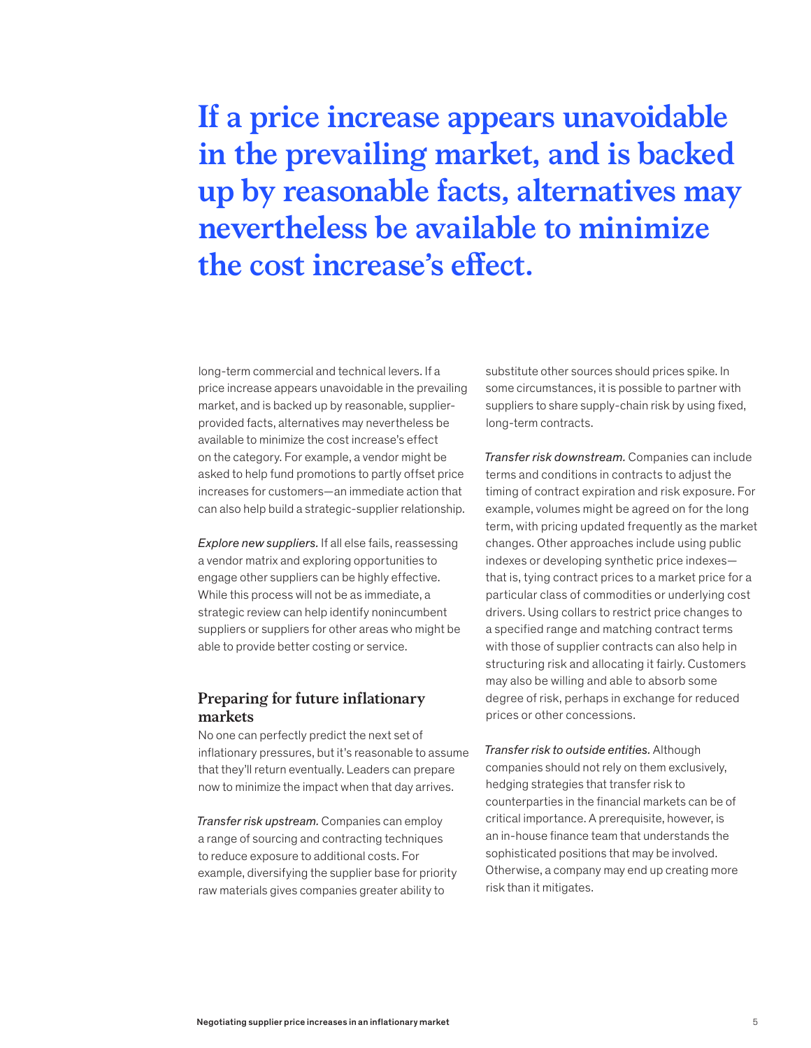**If a price increase appears unavoidable in the prevailing market, and is backed up by reasonable facts, alternatives may nevertheless be available to minimize the cost increase's effect.**

long-term commercial and technical levers. If a price increase appears unavoidable in the prevailing market, and is backed up by reasonable, supplier-provided facts, alternatives may nevertheless be available to minimize the cost increase's effect on the category. For example, a vendor might be asked to help fund promotions to partly offset price increases for customers—an immediate action that can also help build a strategic-supplier relationship.

*Explore new suppliers.* If all else fails, reassessing a vendor matrix and exploring opportunities to engage other suppliers can be highly effective. While this process will not be as immediate, a strategic review can help identify nonincumbent suppliers or suppliers for other areas who might be able to provide better costing or service.

## Preparing for future inflationary markets

No one can perfectly predict the next set of inflationary pressures, but it's reasonable to assume that they'll return eventually. Leaders can prepare now to minimize the impact when that day arrives.

*Transfer risk upstream.* Companies can employ a range of sourcing and contracting techniques to reduce exposure to additional costs. For example, diversifying the supplier base for priority raw materials gives companies greater ability to substitute other sources should prices spike. In some circumstances, it is possible to partner with suppliers to share supply-chain risk by using fixed, long-term contracts.

*Transfer risk downstream.* Companies can include terms and conditions in contracts to adjust the timing of contract expiration and risk exposure. For example, volumes might be agreed on for the long term, with pricing updated frequently as the market changes. Other approaches include using public indexes or developing synthetic price indexes—that is, tying contract prices to a market price for a particular class of commodities or underlying cost drivers. Using collars to restrict price changes to a specified range and matching contract terms with those of supplier contracts can also help in structuring risk and allocating it fairly. Customers may also be willing and able to absorb some degree of risk, perhaps in exchange for reduced prices or other concessions.

*Transfer risk to outside entities.* Although companies should not rely on them exclusively, hedging strategies that transfer risk to counterparties in the financial markets can be of critical importance. A prerequisite, however, is an in-house finance team that understands the sophisticated positions that may be involved. Otherwise, a company may end up creating more risk than it mitigates.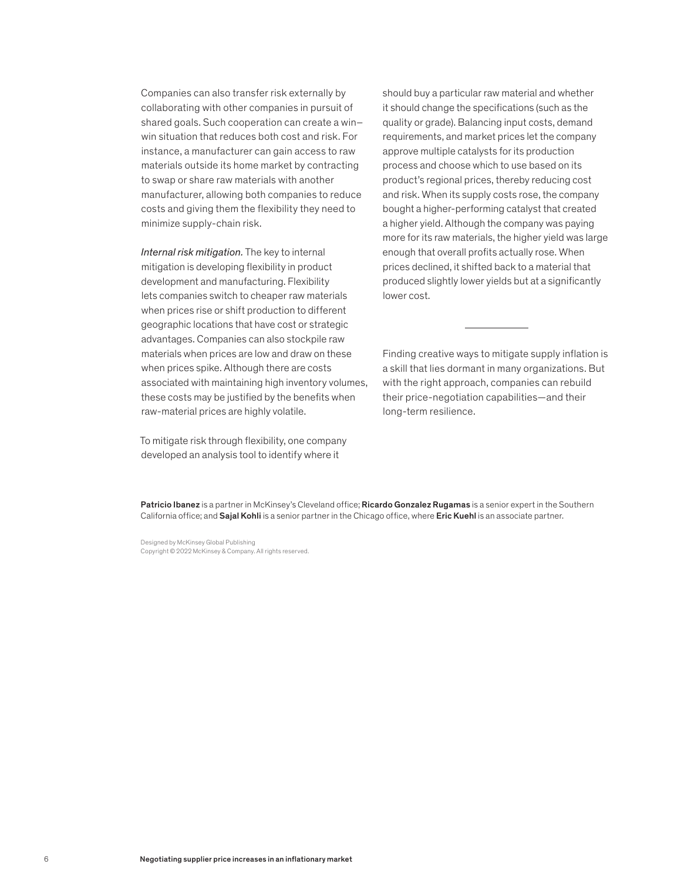Companies can also transfer risk externally by collaborating with other companies in pursuit of shared goals. Such cooperation can create a win–win situation that reduces both cost and risk. For instance, a manufacturer can gain access to raw materials outside its home market by contracting to swap or share raw materials with another manufacturer, allowing both companies to reduce costs and giving them the flexibility they need to minimize supply-chain risk.

*Internal risk mitigation.* The key to internal mitigation is developing flexibility in product development and manufacturing. Flexibility lets companies switch to cheaper raw materials when prices rise or shift production to different geographic locations that have cost or strategic advantages. Companies can also stockpile raw materials when prices are low and draw on these when prices spike. Although there are costs associated with maintaining high inventory volumes, these costs may be justified by the benefits when raw-material prices are highly volatile.

To mitigate risk through flexibility, one company developed an analysis tool to identify where it should buy a particular raw material and whether it should change the specifications (such as the quality or grade). Balancing input costs, demand requirements, and market prices let the company approve multiple catalysts for its production process and choose which to use based on its product's regional prices, thereby reducing cost and risk. When its supply costs rose, the company bought a higher-performing catalyst that created a higher yield. Although the company was paying more for its raw materials, the higher yield was large enough that overall profits actually rose. When prices declined, it shifted back to a material that produced slightly lower yields but at a significantly lower cost.

---

Finding creative ways to mitigate supply inflation is a skill that lies dormant in many organizations. But with the right approach, companies can rebuild their price-negotiation capabilities—and their long-term resilience.

**Patricio Ibanez** is a partner in McKinsey's Cleveland office; **Ricardo Gonzalez Rugamas** is a senior expert in the Southern California office; and **Sajal Kohli** is a senior partner in the Chicago office, where **Eric Kuehl** is an associate partner.

Designed by McKinsey Global Publishing
Copyright © 2022 McKinsey & Company. All rights reserved.